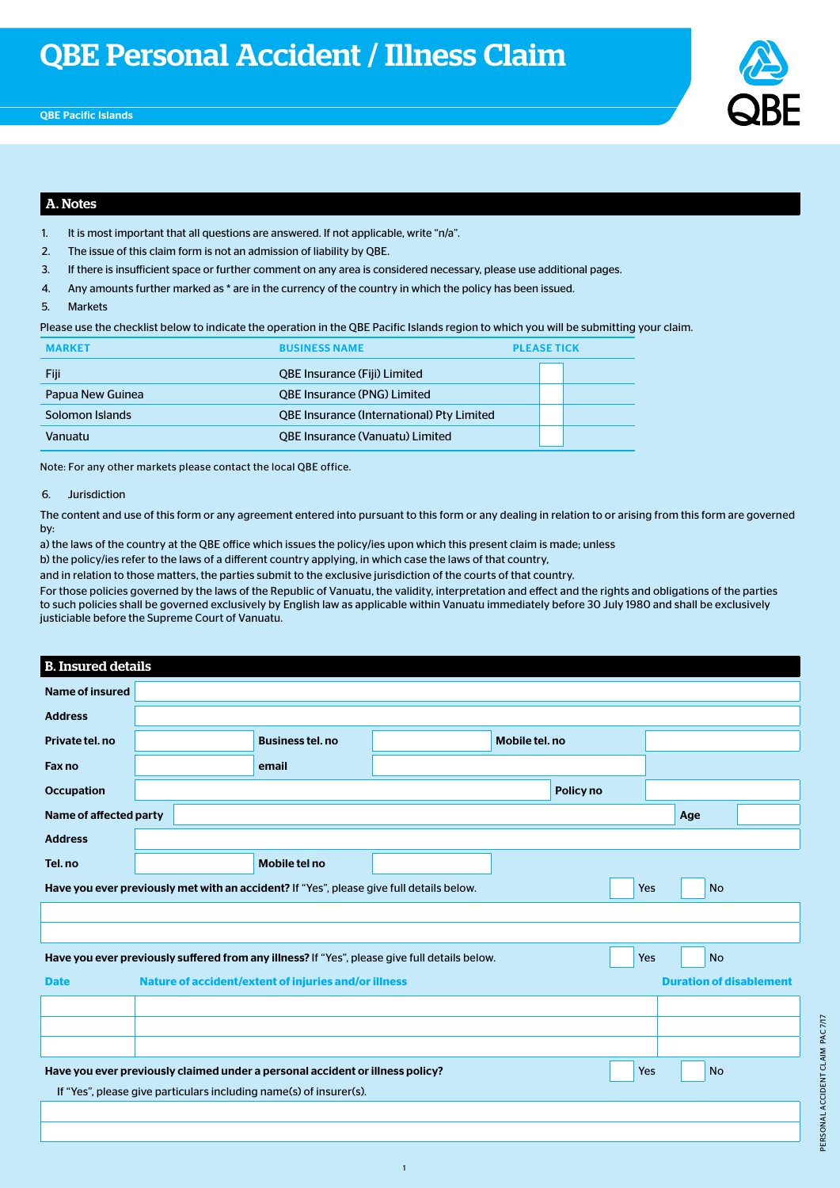# QBE Personal Accident / Illness Claim

**QBE Pacific Islands**

## A. Notes

1. It is most important that all questions are answered. If not applicable, write "n/a".
2. The issue of this claim form is not an admission of liability by QBE.
3. If there is insufficient space or further comment on any area is considered necessary, please use additional pages.
4. Any amounts further marked as * are in the currency of the country in which the policy has been issued.
5. Markets

Please use the checklist below to indicate the operation in the QBE Pacific Islands region to which you will be submitting your claim.

| MARKET | BUSINESS NAME | PLEASE TICK |
|---|---|---|
| Fiji | QBE Insurance (Fiji) Limited | |
| Papua New Guinea | QBE Insurance (PNG) Limited | |
| Solomon Islands | QBE Insurance (International) Pty Limited | |
| Vanuatu | QBE Insurance (Vanuatu) Limited | |

Note: For any other markets please contact the local QBE office.

6. Jurisdiction

The content and use of this form or any agreement entered into pursuant to this form or any dealing in relation to or arising from this form are governed by:

a) the laws of the country at the QBE office which issues the policy/ies upon which this present claim is made; unless

b) the policy/ies refer to the laws of a different country applying, in which case the laws of that country,

and in relation to those matters, the parties submit to the exclusive jurisdiction of the courts of that country.

For those policies governed by the laws of the Republic of Vanuatu, the validity, interpretation and effect and the rights and obligations of the parties to such policies shall be governed exclusively by English law as applicable within Vanuatu immediately before 30 July 1980 and shall be exclusively justiciable before the Supreme Court of Vanuatu.

## B. Insured details

| | | | | | |
|---|---|---|---|---|---|
| **Name of insured** | | | | | |
| **Address** | | | | | |
| **Private tel. no** | | **Business tel. no** | | **Mobile tel. no** | |
| **Fax no** | | **email** | | | |
| **Occupation** | | | | **Policy no** | |
| **Name of affected party** | | | | **Age** | |
| **Address** | | | | | |
| **Tel. no** | | **Mobile tel no** | | | |

**Have you ever previously met with an accident?** If "Yes", please give full details below. ☐ Yes ☐ No

**Have you ever previously suffered from any illness?** If "Yes", please give full details below. ☐ Yes ☐ No

| Date | Nature of accident/extent of injuries and/or illness | Duration of disablement |
|---|---|---|
| | | |
| | | |
| | | |

**Have you ever previously claimed under a personal accident or illness policy?** ☐ Yes ☐ No

If "Yes", please give particulars including name(s) of insurer(s).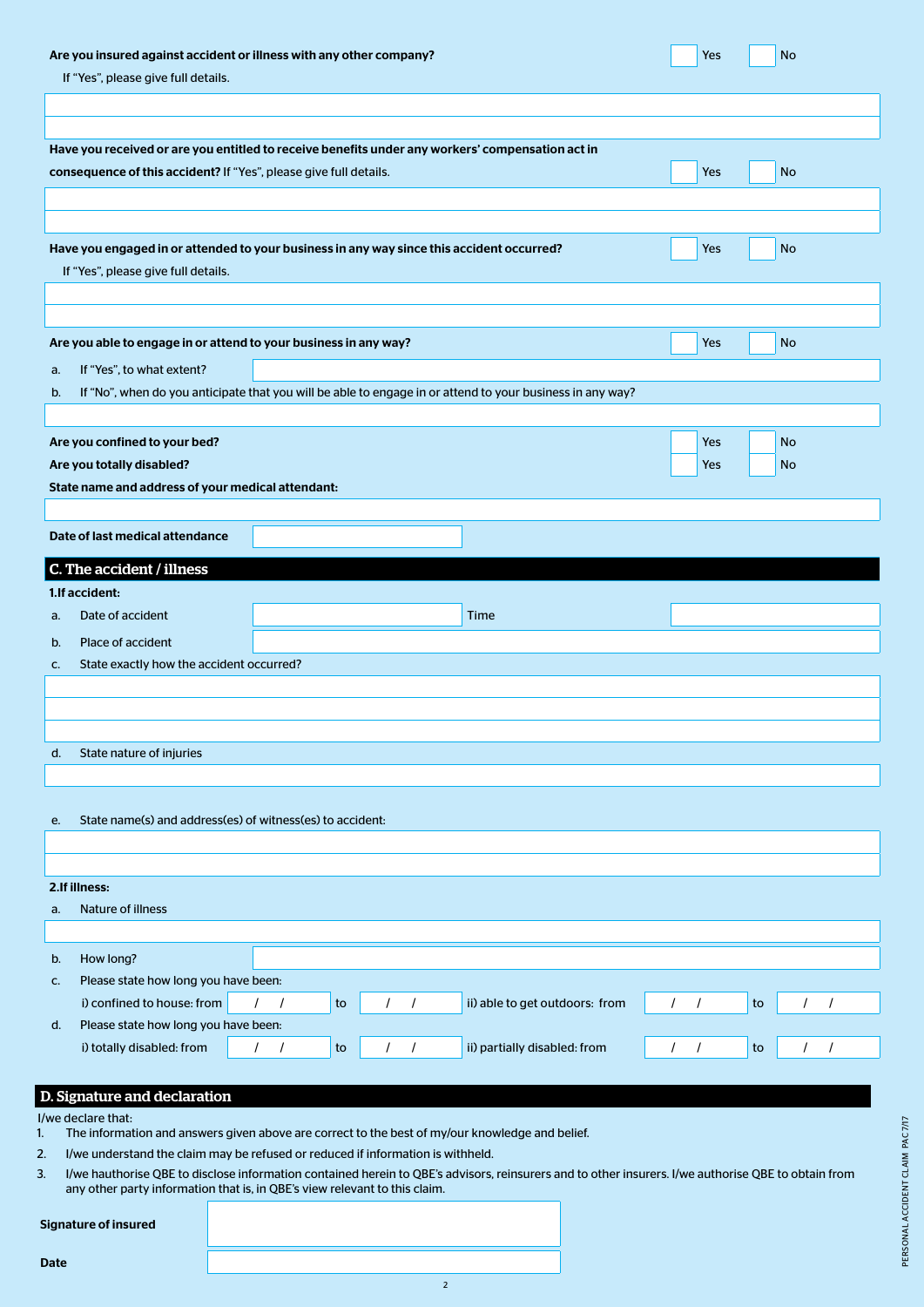**Are you insured against accident or illness with any other company?** ☐ Yes ☐ No

If "Yes", please give full details.

**Have you received or are you entitled to receive benefits under any workers' compensation act in consequence of this accident?** If "Yes", please give full details. ☐ Yes ☐ No

**Have you engaged in or attended to your business in any way since this accident occurred?** ☐ Yes ☐ No

If "Yes", please give full details.

**Are you able to engage in or attend to your business in any way?** ☐ Yes ☐ No

a. If "Yes", to what extent?

b. If "No", when do you anticipate that you will be able to engage in or attend to your business in any way?

**Are you confined to your bed?** ☐ Yes ☐ No

**Are you totally disabled?** ☐ Yes ☐ No

**State name and address of your medical attendant:**

**Date of last medical attendance**

## C. The accident / illness

**1.If accident:**

a. Date of accident  Time

b. Place of accident

c. State exactly how the accident occurred?

d. State nature of injuries

e. State name(s) and address(es) of witness(es) to accident:

**2.If illness:**

a. Nature of illness

b. How long?

c. Please state how long you have been:

i) confined to house: from / / to / / ii) able to get outdoors: from / / to / /

d. Please state how long you have been:

i) totally disabled: from / / to / / ii) partially disabled: from / / to / /

## D. Signature and declaration

I/we declare that:

1. The information and answers given above are correct to the best of my/our knowledge and belief.
2. I/we understand the claim may be refused or reduced if information is withheld.
3. I/we hauthorise QBE to disclose information contained herein to QBE's advisors, reinsurers and to other insurers. I/we authorise QBE to obtain from any other party information that is, in QBE's view relevant to this claim.

**Signature of insured**

**Date**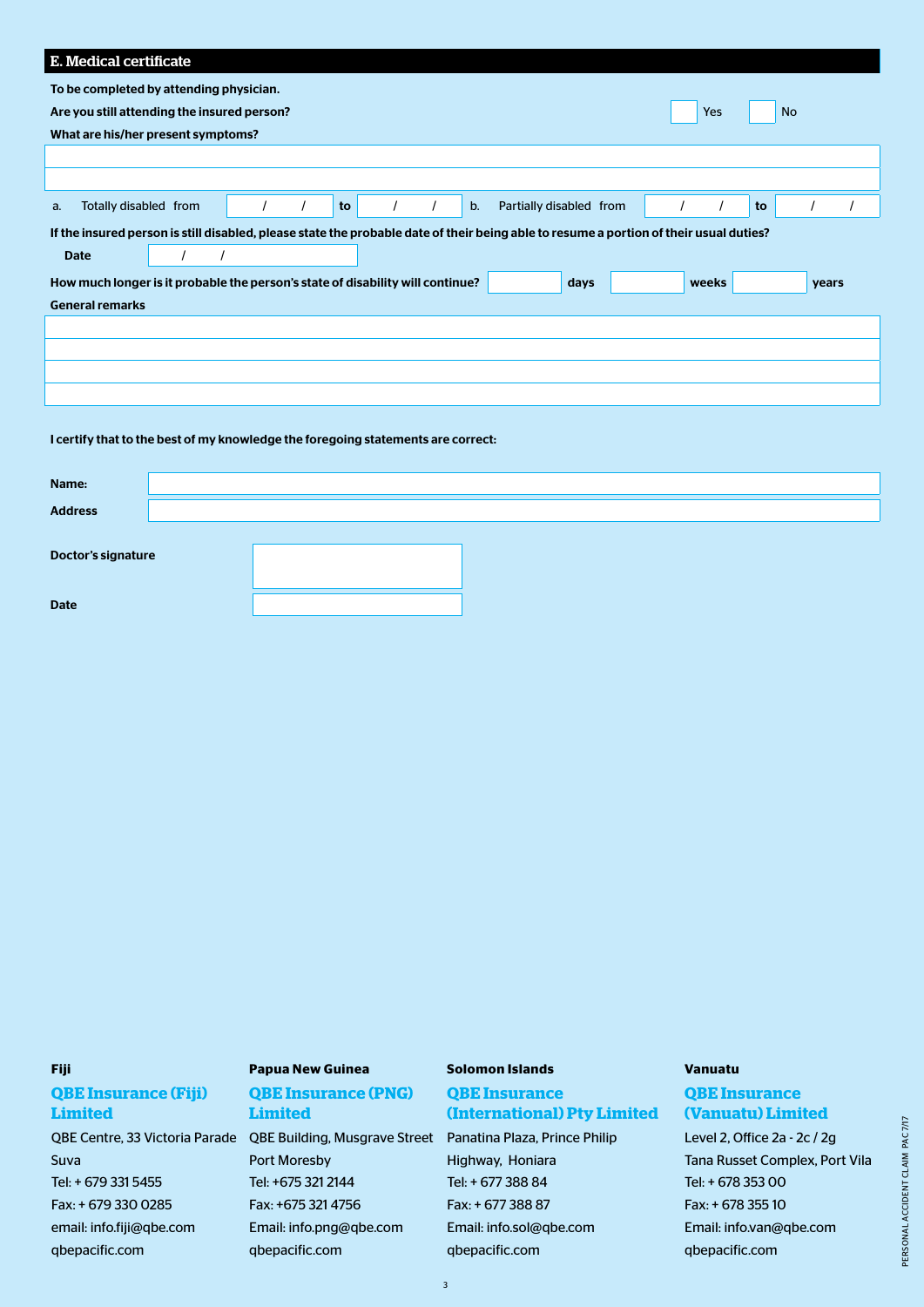## E. Medical certificate

To be completed by attending physician.

Are you still attending the insured person? ☐ Yes ☐ No

What are his/her present symptoms?

a. Totally disabled from / / to / / b. Partially disabled from / / to / /

If the insured person is still disabled, please state the probable date of their being able to resume a portion of their usual duties?

Date / /

How much longer is it probable the person's state of disability will continue? days weeks years

General remarks

I certify that to the best of my knowledge the foregoing statements are correct:

Name:

Address

Doctor's signature

Date

**Fiji**

**QBE Insurance (Fiji) Limited**

QBE Centre, 33 Victoria Parade
Suva
Tel: + 679 331 5455
Fax: + 679 330 0285
email: info.fiji@qbe.com
qbepacific.com

**Papua New Guinea**

**QBE Insurance (PNG) Limited**

QBE Building, Musgrave Street
Port Moresby
Tel: +675 321 2144
Fax: +675 321 4756
Email: info.png@qbe.com
qbepacific.com

**Solomon Islands**

**QBE Insurance (International) Pty Limited**

Panatina Plaza, Prince Philip
Highway, Honiara
Tel: + 677 388 84
Fax: + 677 388 87
Email: info.sol@qbe.com
qbepacific.com

**Vanuatu**

**QBE Insurance (Vanuatu) Limited**

Level 2, Office 2a - 2c / 2g
Tana Russet Complex, Port Vila
Tel: + 678 353 00
Fax: + 678 355 10
Email: info.van@qbe.com
qbepacific.com

PERSONAL ACCIDENT CLAIM PAC7/17